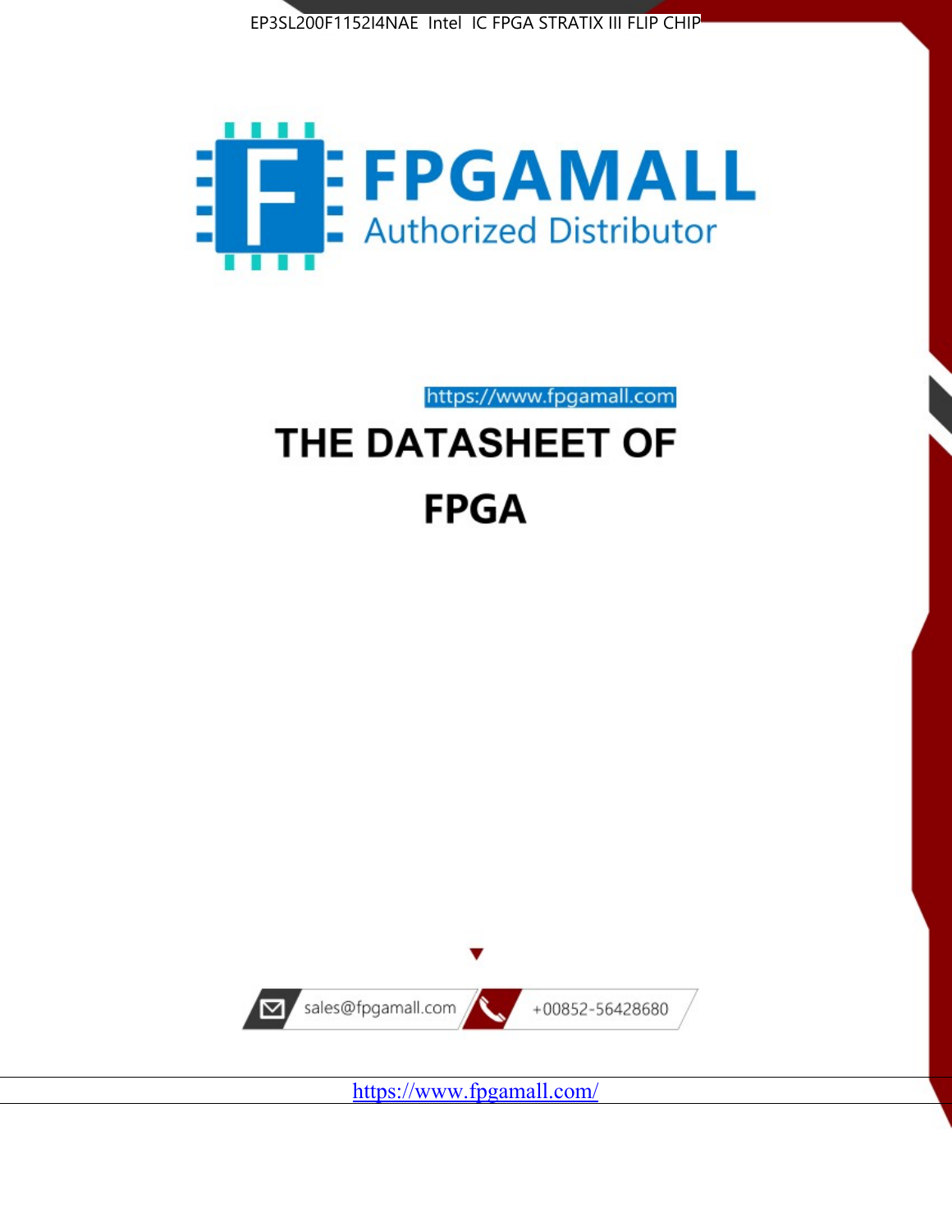EP3SL200F1152I4NAE Intel IC FPGA STRATIX III FLIP CHIP

FPGAMALL

Authorized Distributor

https://www.fpgamall.com

# THE DATASHEET OF

# FPGA

sales@fpgamall.com

+00852-56428680

https://www.fpgamall.com/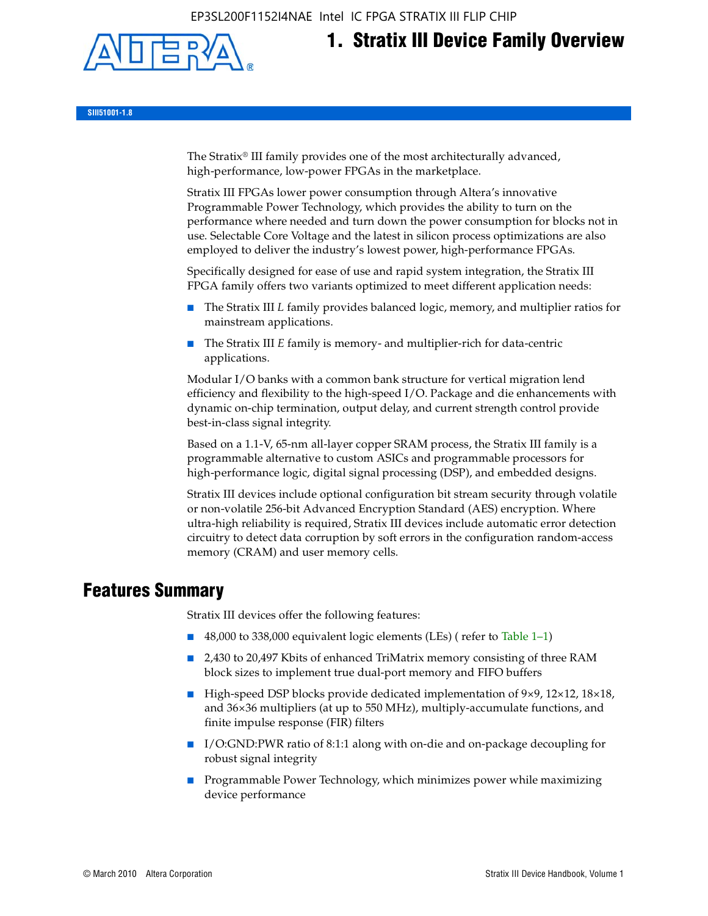# 1. Stratix III Device Family Overview

SIII51001-1.8

The Stratix® III family provides one of the most architecturally advanced, high-performance, low-power FPGAs in the marketplace.

Stratix III FPGAs lower power consumption through Altera's innovative Programmable Power Technology, which provides the ability to turn on the performance where needed and turn down the power consumption for blocks not in use. Selectable Core Voltage and the latest in silicon process optimizations are also employed to deliver the industry's lowest power, high-performance FPGAs.

Specifically designed for ease of use and rapid system integration, the Stratix III FPGA family offers two variants optimized to meet different application needs:

- The Stratix III *L* family provides balanced logic, memory, and multiplier ratios for mainstream applications.
- The Stratix III *E* family is memory- and multiplier-rich for data-centric applications.

Modular I/O banks with a common bank structure for vertical migration lend efficiency and flexibility to the high-speed I/O. Package and die enhancements with dynamic on-chip termination, output delay, and current strength control provide best-in-class signal integrity.

Based on a 1.1-V, 65-nm all-layer copper SRAM process, the Stratix III family is a programmable alternative to custom ASICs and programmable processors for high-performance logic, digital signal processing (DSP), and embedded designs.

Stratix III devices include optional configuration bit stream security through volatile or non-volatile 256-bit Advanced Encryption Standard (AES) encryption. Where ultra-high reliability is required, Stratix III devices include automatic error detection circuitry to detect data corruption by soft errors in the configuration random-access memory (CRAM) and user memory cells.

## Features Summary

Stratix III devices offer the following features:

- 48,000 to 338,000 equivalent logic elements (LEs) ( refer to Table 1–1)
- 2,430 to 20,497 Kbits of enhanced TriMatrix memory consisting of three RAM block sizes to implement true dual-port memory and FIFO buffers
- High-speed DSP blocks provide dedicated implementation of 9×9, 12×12, 18×18, and 36×36 multipliers (at up to 550 MHz), multiply-accumulate functions, and finite impulse response (FIR) filters
- I/O:GND:PWR ratio of 8:1:1 along with on-die and on-package decoupling for robust signal integrity
- Programmable Power Technology, which minimizes power while maximizing device performance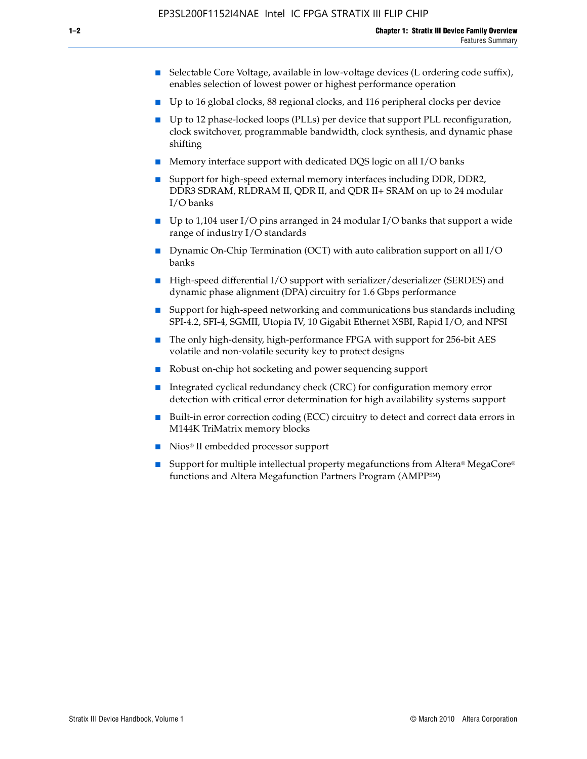- Selectable Core Voltage, available in low-voltage devices (L ordering code suffix), enables selection of lowest power or highest performance operation
- Up to 16 global clocks, 88 regional clocks, and 116 peripheral clocks per device
- Up to 12 phase-locked loops (PLLs) per device that support PLL reconfiguration, clock switchover, programmable bandwidth, clock synthesis, and dynamic phase shifting
- Memory interface support with dedicated DQS logic on all I/O banks
- Support for high-speed external memory interfaces including DDR, DDR2, DDR3 SDRAM, RLDRAM II, QDR II, and QDR II+ SRAM on up to 24 modular I/O banks
- Up to 1,104 user I/O pins arranged in 24 modular I/O banks that support a wide range of industry I/O standards
- Dynamic On-Chip Termination (OCT) with auto calibration support on all I/O banks
- High-speed differential I/O support with serializer/deserializer (SERDES) and dynamic phase alignment (DPA) circuitry for 1.6 Gbps performance
- Support for high-speed networking and communications bus standards including SPI-4.2, SFI-4, SGMII, Utopia IV, 10 Gigabit Ethernet XSBI, Rapid I/O, and NPSI
- The only high-density, high-performance FPGA with support for 256-bit AES volatile and non-volatile security key to protect designs
- Robust on-chip hot socketing and power sequencing support
- Integrated cyclical redundancy check (CRC) for configuration memory error detection with critical error determination for high availability systems support
- Built-in error correction coding (ECC) circuitry to detect and correct data errors in M144K TriMatrix memory blocks
- Nios® II embedded processor support
- Support for multiple intellectual property megafunctions from Altera® MegaCore® functions and Altera Megafunction Partners Program (AMPP℠)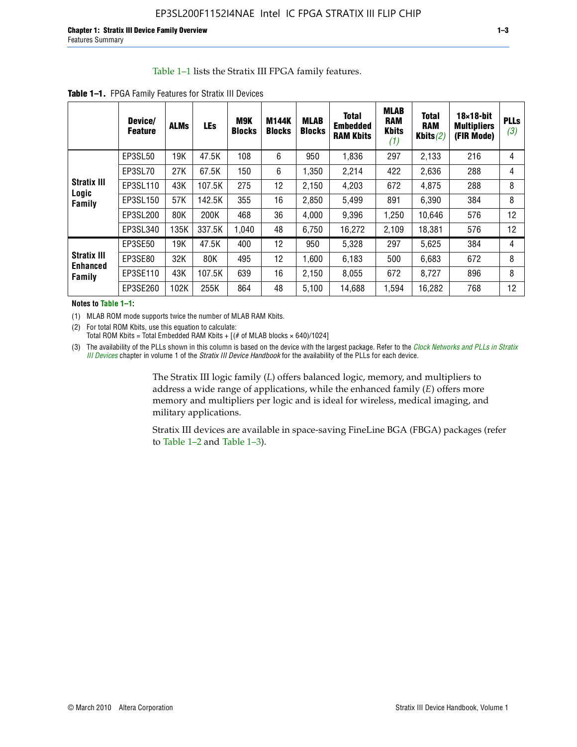Table 1–1 lists the Stratix III FPGA family features.

**Table 1–1.** FPGA Family Features for Stratix III Devices

| | Device/ Feature | ALMs | LEs | M9K Blocks | M144K Blocks | MLAB Blocks | Total Embedded RAM Kbits | MLAB RAM Kbits *(1)* | Total RAM Kbits *(2)* | 18×18-bit Multipliers (FIR Mode) | PLLs *(3)* |
|---|---|---|---|---|---|---|---|---|---|---|---|
| **Stratix III Logic Family** | EP3SL50 | 19K | 47.5K | 108 | 6 | 950 | 1,836 | 297 | 2,133 | 216 | 4 |
| | EP3SL70 | 27K | 67.5K | 150 | 6 | 1,350 | 2,214 | 422 | 2,636 | 288 | 4 |
| | EP3SL110 | 43K | 107.5K | 275 | 12 | 2,150 | 4,203 | 672 | 4,875 | 288 | 8 |
| | EP3SL150 | 57K | 142.5K | 355 | 16 | 2,850 | 5,499 | 891 | 6,390 | 384 | 8 |
| | EP3SL200 | 80K | 200K | 468 | 36 | 4,000 | 9,396 | 1,250 | 10,646 | 576 | 12 |
| | EP3SL340 | 135K | 337.5K | 1,040 | 48 | 6,750 | 16,272 | 2,109 | 18,381 | 576 | 12 |
| **Stratix III Enhanced Family** | EP3SE50 | 19K | 47.5K | 400 | 12 | 950 | 5,328 | 297 | 5,625 | 384 | 4 |
| | EP3SE80 | 32K | 80K | 495 | 12 | 1,600 | 6,183 | 500 | 6,683 | 672 | 8 |
| | EP3SE110 | 43K | 107.5K | 639 | 16 | 2,150 | 8,055 | 672 | 8,727 | 896 | 8 |
| | EP3SE260 | 102K | 255K | 864 | 48 | 5,100 | 14,688 | 1,594 | 16,282 | 768 | 12 |

**Notes to Table 1–1:**

(1) MLAB ROM mode supports twice the number of MLAB RAM Kbits.

(2) For total ROM Kbits, use this equation to calculate:
Total ROM Kbits = Total Embedded RAM Kbits + [(# of MLAB blocks × 640)/1024]

(3) The availability of the PLLs shown in this column is based on the device with the largest package. Refer to the *Clock Networks and PLLs in Stratix III Devices* chapter in volume 1 of the *Stratix III Device Handbook* for the availability of the PLLs for each device.

The Stratix III logic family (*L*) offers balanced logic, memory, and multipliers to address a wide range of applications, while the enhanced family (*E*) offers more memory and multipliers per logic and is ideal for wireless, medical imaging, and military applications.

Stratix III devices are available in space-saving FineLine BGA (FBGA) packages (refer to Table 1–2 and Table 1–3).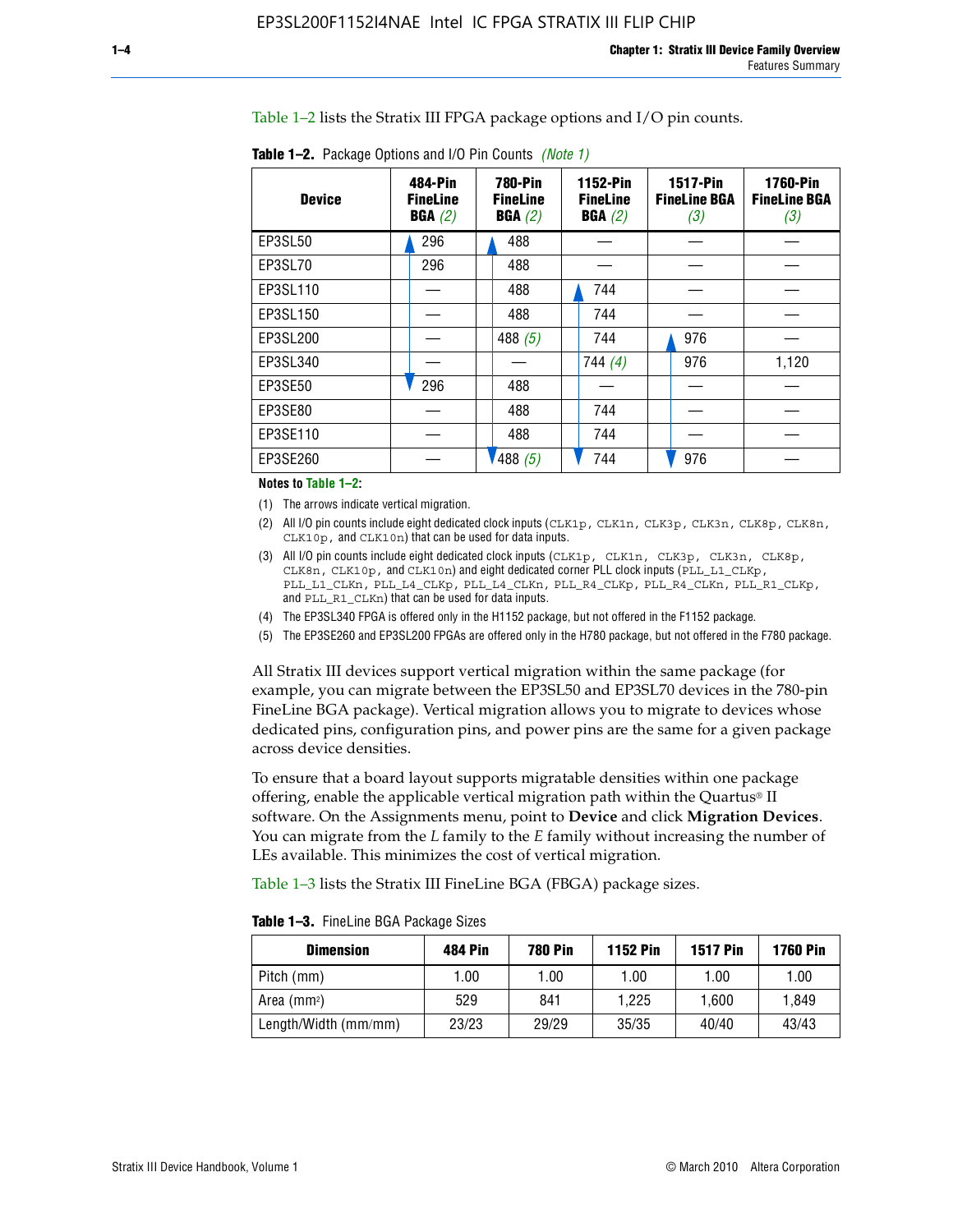Table 1–2 lists the Stratix III FPGA package options and I/O pin counts.

**Table 1–2.** Package Options and I/O Pin Counts *(Note 1)*

| Device | 484-Pin FineLine BGA *(2)* | 780-Pin FineLine BGA *(2)* | 1152-Pin FineLine BGA *(2)* | 1517-Pin FineLine BGA *(3)* | 1760-Pin FineLine BGA *(3)* |
|---|---|---|---|---|---|
| EP3SL50 | 296 | 488 | — | — | — |
| EP3SL70 | 296 | 488 | — | — | — |
| EP3SL110 | — | 488 | 744 | — | — |
| EP3SL150 | — | 488 | 744 | — | — |
| EP3SL200 | — | 488 *(5)* | 744 | 976 | — |
| EP3SL340 | — | — | 744 *(4)* | 976 | 1,120 |
| EP3SE50 | 296 | 488 | — | — | — |
| EP3SE80 | — | 488 | 744 | — | — |
| EP3SE110 | — | 488 | 744 | — | — |
| EP3SE260 | — | 488 *(5)* | 744 | 976 | — |

**Notes to Table 1–2:**

(1) The arrows indicate vertical migration.

(2) All I/O pin counts include eight dedicated clock inputs (CLK1p, CLK1n, CLK3p, CLK3n, CLK8p, CLK8n, CLK10p, and CLK10n) that can be used for data inputs.

(3) All I/O pin counts include eight dedicated clock inputs (CLK1p, CLK1n, CLK3p, CLK3n, CLK8p, CLK8n, CLK10p, and CLK10n) and eight dedicated corner PLL clock inputs (PLL_L1_CLKp, PLL_L1_CLKn, PLL_L4_CLKp, PLL_L4_CLKn, PLL_R4_CLKp, PLL_R4_CLKn, PLL_R1_CLKp, and PLL_R1_CLKn) that can be used for data inputs.

(4) The EP3SL340 FPGA is offered only in the H1152 package, but not offered in the F1152 package.

(5) The EP3SE260 and EP3SL200 FPGAs are offered only in the H780 package, but not offered in the F780 package.

All Stratix III devices support vertical migration within the same package (for example, you can migrate between the EP3SL50 and EP3SL70 devices in the 780-pin FineLine BGA package). Vertical migration allows you to migrate to devices whose dedicated pins, configuration pins, and power pins are the same for a given package across device densities.

To ensure that a board layout supports migratable densities within one package offering, enable the applicable vertical migration path within the Quartus® II software. On the Assignments menu, point to **Device** and click **Migration Devices**. You can migrate from the *L* family to the *E* family without increasing the number of LEs available. This minimizes the cost of vertical migration.

Table 1–3 lists the Stratix III FineLine BGA (FBGA) package sizes.

**Table 1–3.** FineLine BGA Package Sizes

| Dimension | 484 Pin | 780 Pin | 1152 Pin | 1517 Pin | 1760 Pin |
|---|---|---|---|---|---|
| Pitch (mm) | 1.00 | 1.00 | 1.00 | 1.00 | 1.00 |
| Area ($mm^2$) | 529 | 841 | 1,225 | 1,600 | 1,849 |
| Length/Width (mm/mm) | 23/23 | 29/29 | 35/35 | 40/40 | 43/43 |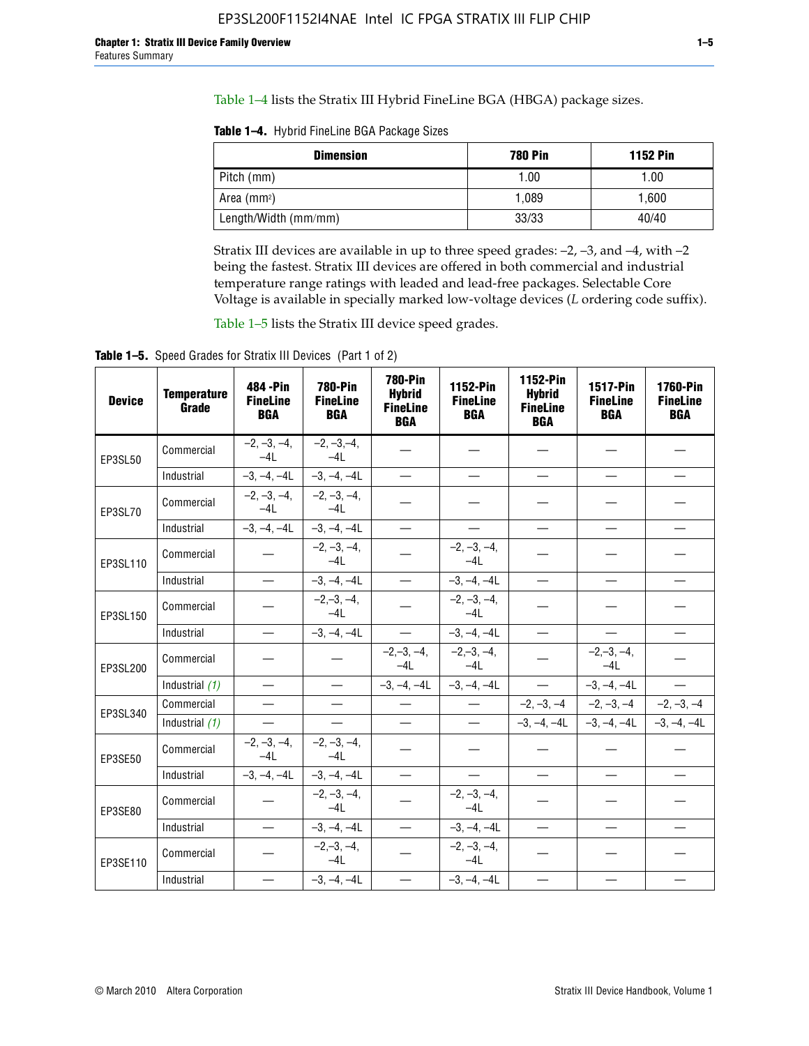Table 1–4 lists the Stratix III Hybrid FineLine BGA (HBGA) package sizes.

**Table 1–4.** Hybrid FineLine BGA Package Sizes

| Dimension | 780 Pin | 1152 Pin |
|---|---|---|
| Pitch (mm) | 1.00 | 1.00 |
| Area ($mm^2$) | 1,089 | 1,600 |
| Length/Width (mm/mm) | 33/33 | 40/40 |

Stratix III devices are available in up to three speed grades: –2, –3, and –4, with –2 being the fastest. Stratix III devices are offered in both commercial and industrial temperature range ratings with leaded and lead-free packages. Selectable Core Voltage is available in specially marked low-voltage devices (*L* ordering code suffix).

Table 1–5 lists the Stratix III device speed grades.

**Table 1–5.** Speed Grades for Stratix III Devices (Part 1 of 2)

| Device | Temperature Grade | 484 -Pin FineLine BGA | 780-Pin FineLine BGA | 780-Pin Hybrid FineLine BGA | 1152-Pin FineLine BGA | 1152-Pin Hybrid FineLine BGA | 1517-Pin FineLine BGA | 1760-Pin FineLine BGA |
|---|---|---|---|---|---|---|---|---|
| EP3SL50 | Commercial | –2, –3, –4, –4L | –2, –3,–4, –4L | — | — | — | — | — |
| | Industrial | –3, –4, –4L | –3, –4, –4L | — | — | — | — | — |
| EP3SL70 | Commercial | –2, –3, –4, –4L | –2, –3, –4, –4L | — | — | — | — | — |
| | Industrial | –3, –4, –4L | –3, –4, –4L | — | — | — | — | — |
| EP3SL110 | Commercial | — | –2, –3, –4, –4L | — | –2, –3, –4, –4L | — | — | — |
| | Industrial | — | –3, –4, –4L | — | –3, –4, –4L | — | — | — |
| EP3SL150 | Commercial | — | –2,–3, –4, –4L | — | –2, –3, –4, –4L | — | — | — |
| | Industrial | — | –3, –4, –4L | — | –3, –4, –4L | — | — | — |
| EP3SL200 | Commercial | — | — | –2,–3, –4, –4L | –2,–3, –4, –4L | — | –2,–3, –4, –4L | — |
| | Industrial *(1)* | — | — | –3, –4, –4L | –3, –4, –4L | — | –3, –4, –4L | — |
| EP3SL340 | Commercial | — | — | — | — | –2, –3, –4 | –2, –3, –4 | –2, –3, –4 |
| | Industrial *(1)* | — | — | — | — | –3, –4, –4L | –3, –4, –4L | –3, –4, –4L |
| EP3SE50 | Commercial | –2, –3, –4, –4L | –2, –3, –4, –4L | — | — | — | — | — |
| | Industrial | –3, –4, –4L | –3, –4, –4L | — | — | — | — | — |
| EP3SE80 | Commercial | — | –2, –3, –4, –4L | — | –2, –3, –4, –4L | — | — | — |
| | Industrial | — | –3, –4, –4L | — | –3, –4, –4L | — | — | — |
| EP3SE110 | Commercial | — | –2,–3, –4, –4L | — | –2, –3, –4, –4L | — | — | — |
| | Industrial | — | –3, –4, –4L | — | –3, –4, –4L | — | — | — |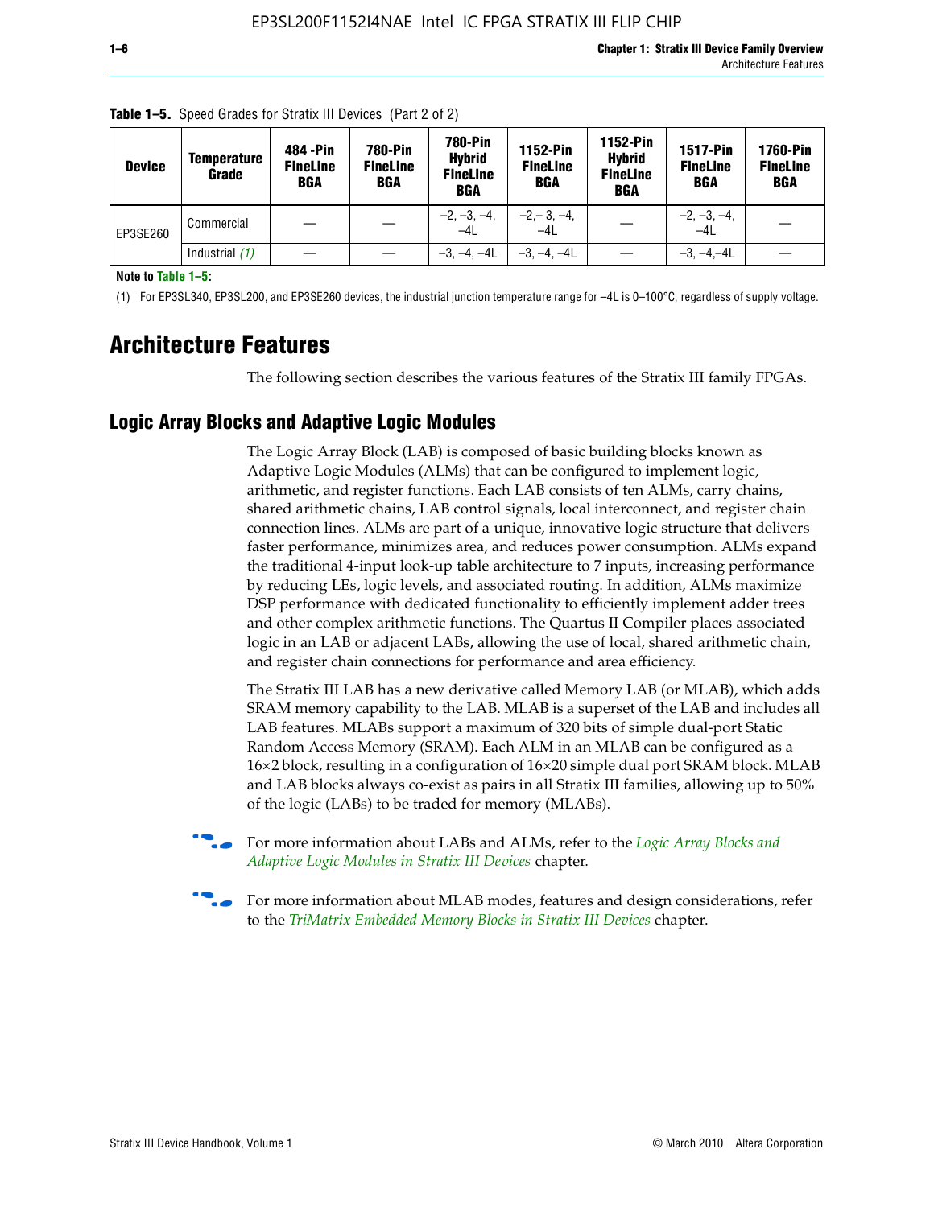**Table 1–5.** Speed Grades for Stratix III Devices (Part 2 of 2)

| Device | Temperature Grade | 484 -Pin FineLine BGA | 780-Pin FineLine BGA | 780-Pin Hybrid FineLine BGA | 1152-Pin FineLine BGA | 1152-Pin Hybrid FineLine BGA | 1517-Pin FineLine BGA | 1760-Pin FineLine BGA |
|---|---|---|---|---|---|---|---|---|
| EP3SE260 | Commercial | — | — | –2, –3, –4, –4L | –2,– 3, –4, –4L | — | –2, –3, –4, –4L | — |
| | Industrial *(1)* | — | — | –3, –4, –4L | –3, –4, –4L | — | –3, –4,–4L | — |

**Note to Table 1–5:**

(1) For EP3SL340, EP3SL200, and EP3SE260 devices, the industrial junction temperature range for –4L is 0–100°C, regardless of supply voltage.

# Architecture Features

The following section describes the various features of the Stratix III family FPGAs.

## Logic Array Blocks and Adaptive Logic Modules

The Logic Array Block (LAB) is composed of basic building blocks known as Adaptive Logic Modules (ALMs) that can be configured to implement logic, arithmetic, and register functions. Each LAB consists of ten ALMs, carry chains, shared arithmetic chains, LAB control signals, local interconnect, and register chain connection lines. ALMs are part of a unique, innovative logic structure that delivers faster performance, minimizes area, and reduces power consumption. ALMs expand the traditional 4-input look-up table architecture to 7 inputs, increasing performance by reducing LEs, logic levels, and associated routing. In addition, ALMs maximize DSP performance with dedicated functionality to efficiently implement adder trees and other complex arithmetic functions. The Quartus II Compiler places associated logic in an LAB or adjacent LABs, allowing the use of local, shared arithmetic chain, and register chain connections for performance and area efficiency.

The Stratix III LAB has a new derivative called Memory LAB (or MLAB), which adds SRAM memory capability to the LAB. MLAB is a superset of the LAB and includes all LAB features. MLABs support a maximum of 320 bits of simple dual-port Static Random Access Memory (SRAM). Each ALM in an MLAB can be configured as a 16×2 block, resulting in a configuration of 16×20 simple dual port SRAM block. MLAB and LAB blocks always co-exist as pairs in all Stratix III families, allowing up to 50% of the logic (LABs) to be traded for memory (MLABs).

For more information about LABs and ALMs, refer to the *Logic Array Blocks and Adaptive Logic Modules in Stratix III Devices* chapter.

For more information about MLAB modes, features and design considerations, refer to the *TriMatrix Embedded Memory Blocks in Stratix III Devices* chapter.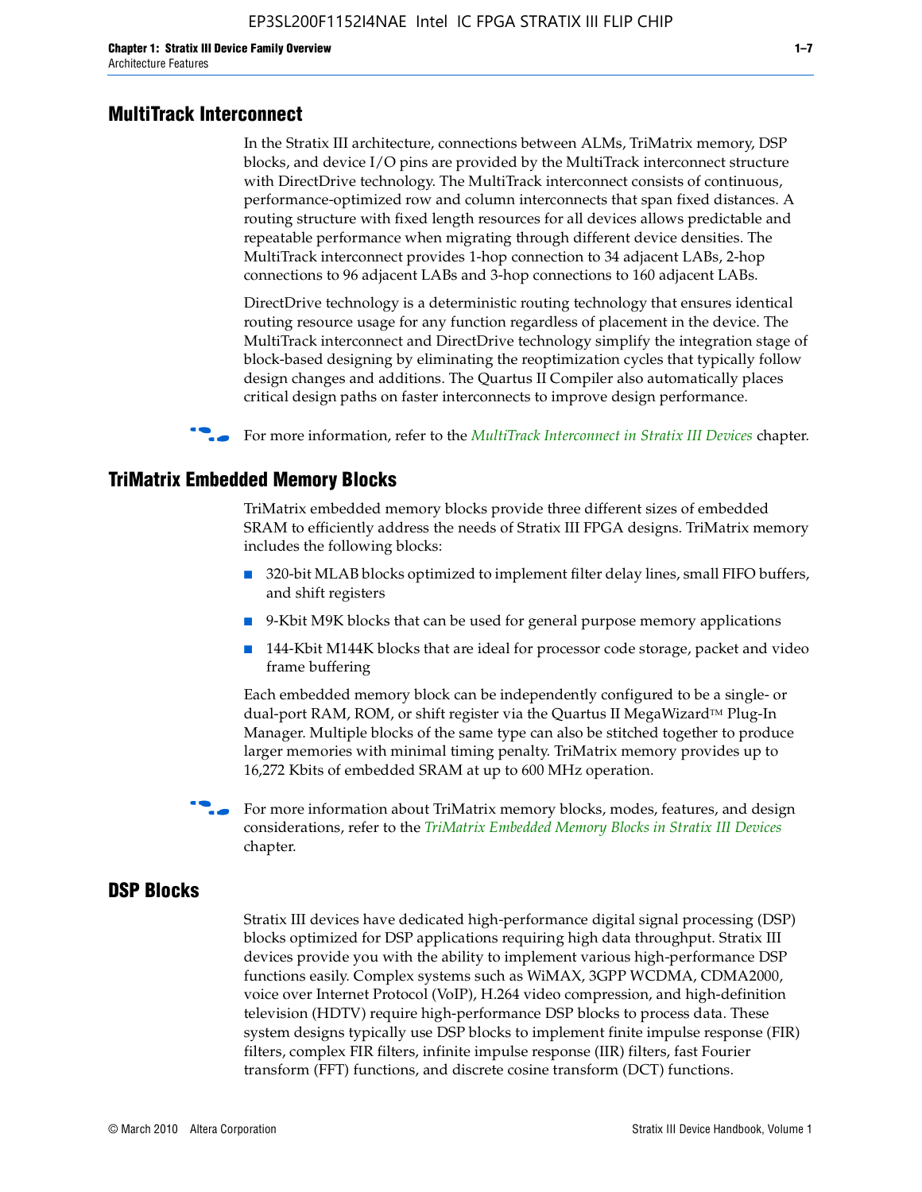## MultiTrack Interconnect

In the Stratix III architecture, connections between ALMs, TriMatrix memory, DSP blocks, and device I/O pins are provided by the MultiTrack interconnect structure with DirectDrive technology. The MultiTrack interconnect consists of continuous, performance-optimized row and column interconnects that span fixed distances. A routing structure with fixed length resources for all devices allows predictable and repeatable performance when migrating through different device densities. The MultiTrack interconnect provides 1-hop connection to 34 adjacent LABs, 2-hop connections to 96 adjacent LABs and 3-hop connections to 160 adjacent LABs.

DirectDrive technology is a deterministic routing technology that ensures identical routing resource usage for any function regardless of placement in the device. The MultiTrack interconnect and DirectDrive technology simplify the integration stage of block-based designing by eliminating the reoptimization cycles that typically follow design changes and additions. The Quartus II Compiler also automatically places critical design paths on faster interconnects to improve design performance.

For more information, refer to the *MultiTrack Interconnect in Stratix III Devices* chapter.

## TriMatrix Embedded Memory Blocks

TriMatrix embedded memory blocks provide three different sizes of embedded SRAM to efficiently address the needs of Stratix III FPGA designs. TriMatrix memory includes the following blocks:

- 320-bit MLAB blocks optimized to implement filter delay lines, small FIFO buffers, and shift registers
- 9-Kbit M9K blocks that can be used for general purpose memory applications
- 144-Kbit M144K blocks that are ideal for processor code storage, packet and video frame buffering

Each embedded memory block can be independently configured to be a single- or dual-port RAM, ROM, or shift register via the Quartus II MegaWizard™ Plug-In Manager. Multiple blocks of the same type can also be stitched together to produce larger memories with minimal timing penalty. TriMatrix memory provides up to 16,272 Kbits of embedded SRAM at up to 600 MHz operation.

For more information about TriMatrix memory blocks, modes, features, and design considerations, refer to the *TriMatrix Embedded Memory Blocks in Stratix III Devices* chapter.

## DSP Blocks

Stratix III devices have dedicated high-performance digital signal processing (DSP) blocks optimized for DSP applications requiring high data throughput. Stratix III devices provide you with the ability to implement various high-performance DSP functions easily. Complex systems such as WiMAX, 3GPP WCDMA, CDMA2000, voice over Internet Protocol (VoIP), H.264 video compression, and high-definition television (HDTV) require high-performance DSP blocks to process data. These system designs typically use DSP blocks to implement finite impulse response (FIR) filters, complex FIR filters, infinite impulse response (IIR) filters, fast Fourier transform (FFT) functions, and discrete cosine transform (DCT) functions.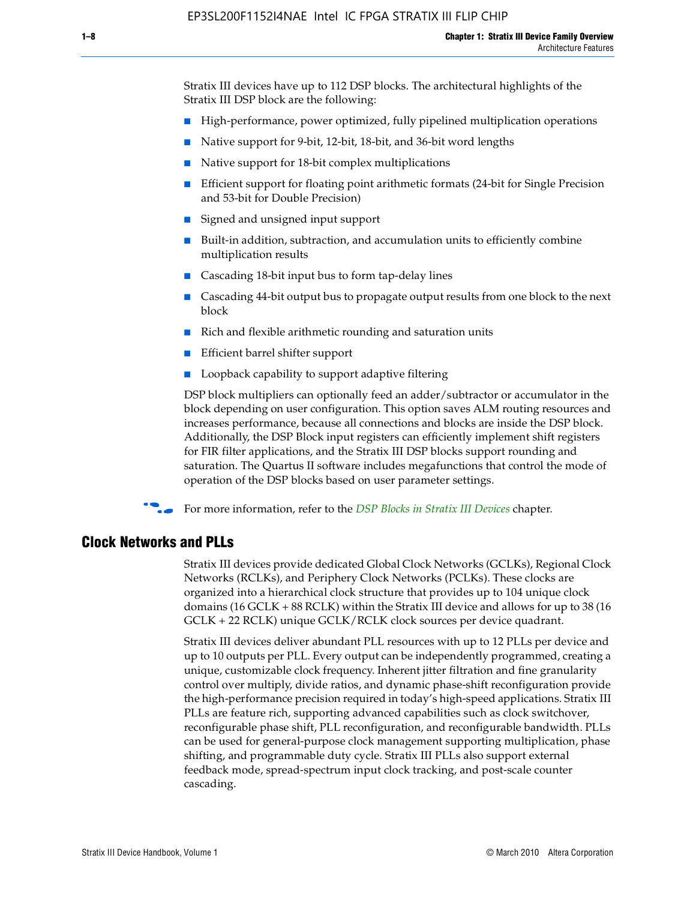Stratix III devices have up to 112 DSP blocks. The architectural highlights of the Stratix III DSP block are the following:

- High-performance, power optimized, fully pipelined multiplication operations
- Native support for 9-bit, 12-bit, 18-bit, and 36-bit word lengths
- Native support for 18-bit complex multiplications
- Efficient support for floating point arithmetic formats (24-bit for Single Precision and 53-bit for Double Precision)
- Signed and unsigned input support
- Built-in addition, subtraction, and accumulation units to efficiently combine multiplication results
- Cascading 18-bit input bus to form tap-delay lines
- Cascading 44-bit output bus to propagate output results from one block to the next block
- Rich and flexible arithmetic rounding and saturation units
- Efficient barrel shifter support
- Loopback capability to support adaptive filtering

DSP block multipliers can optionally feed an adder/subtractor or accumulator in the block depending on user configuration. This option saves ALM routing resources and increases performance, because all connections and blocks are inside the DSP block. Additionally, the DSP Block input registers can efficiently implement shift registers for FIR filter applications, and the Stratix III DSP blocks support rounding and saturation. The Quartus II software includes megafunctions that control the mode of operation of the DSP blocks based on user parameter settings.

For more information, refer to the *DSP Blocks in Stratix III Devices* chapter.

## Clock Networks and PLLs

Stratix III devices provide dedicated Global Clock Networks (GCLKs), Regional Clock Networks (RCLKs), and Periphery Clock Networks (PCLKs). These clocks are organized into a hierarchical clock structure that provides up to 104 unique clock domains (16 GCLK + 88 RCLK) within the Stratix III device and allows for up to 38 (16 GCLK + 22 RCLK) unique GCLK/RCLK clock sources per device quadrant.

Stratix III devices deliver abundant PLL resources with up to 12 PLLs per device and up to 10 outputs per PLL. Every output can be independently programmed, creating a unique, customizable clock frequency. Inherent jitter filtration and fine granularity control over multiply, divide ratios, and dynamic phase-shift reconfiguration provide the high-performance precision required in today's high-speed applications. Stratix III PLLs are feature rich, supporting advanced capabilities such as clock switchover, reconfigurable phase shift, PLL reconfiguration, and reconfigurable bandwidth. PLLs can be used for general-purpose clock management supporting multiplication, phase shifting, and programmable duty cycle. Stratix III PLLs also support external feedback mode, spread-spectrum input clock tracking, and post-scale counter cascading.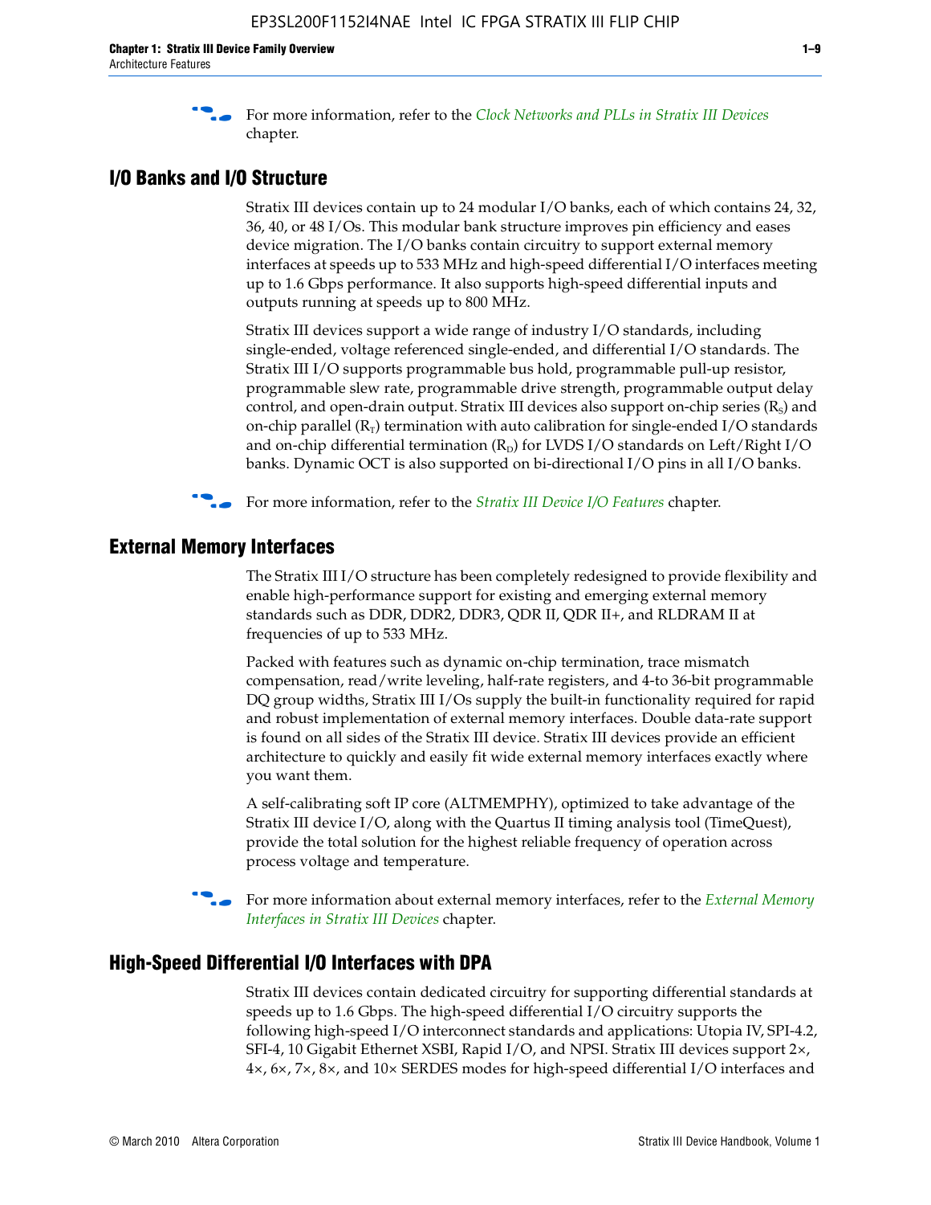For more information, refer to the *Clock Networks and PLLs in Stratix III Devices* chapter.

## I/O Banks and I/O Structure

Stratix III devices contain up to 24 modular I/O banks, each of which contains 24, 32, 36, 40, or 48 I/Os. This modular bank structure improves pin efficiency and eases device migration. The I/O banks contain circuitry to support external memory interfaces at speeds up to 533 MHz and high-speed differential I/O interfaces meeting up to 1.6 Gbps performance. It also supports high-speed differential inputs and outputs running at speeds up to 800 MHz.

Stratix III devices support a wide range of industry I/O standards, including single-ended, voltage referenced single-ended, and differential I/O standards. The Stratix III I/O supports programmable bus hold, programmable pull-up resistor, programmable slew rate, programmable drive strength, programmable output delay control, and open-drain output. Stratix III devices also support on-chip series ($R_S$) and on-chip parallel ($R_T$) termination with auto calibration for single-ended I/O standards and on-chip differential termination ($R_D$) for LVDS I/O standards on Left/Right I/O banks. Dynamic OCT is also supported on bi-directional I/O pins in all I/O banks.

For more information, refer to the *Stratix III Device I/O Features* chapter.

## External Memory Interfaces

The Stratix III I/O structure has been completely redesigned to provide flexibility and enable high-performance support for existing and emerging external memory standards such as DDR, DDR2, DDR3, QDR II, QDR II+, and RLDRAM II at frequencies of up to 533 MHz.

Packed with features such as dynamic on-chip termination, trace mismatch compensation, read/write leveling, half-rate registers, and 4-to 36-bit programmable DQ group widths, Stratix III I/Os supply the built-in functionality required for rapid and robust implementation of external memory interfaces. Double data-rate support is found on all sides of the Stratix III device. Stratix III devices provide an efficient architecture to quickly and easily fit wide external memory interfaces exactly where you want them.

A self-calibrating soft IP core (ALTMEMPHY), optimized to take advantage of the Stratix III device I/O, along with the Quartus II timing analysis tool (TimeQuest), provide the total solution for the highest reliable frequency of operation across process voltage and temperature.

For more information about external memory interfaces, refer to the *External Memory Interfaces in Stratix III Devices* chapter.

## High-Speed Differential I/O Interfaces with DPA

Stratix III devices contain dedicated circuitry for supporting differential standards at speeds up to 1.6 Gbps. The high-speed differential I/O circuitry supports the following high-speed I/O interconnect standards and applications: Utopia IV, SPI-4.2, SFI-4, 10 Gigabit Ethernet XSBI, Rapid I/O, and NPSI. Stratix III devices support 2×, 4×, 6×, 7×, 8×, and 10× SERDES modes for high-speed differential I/O interfaces and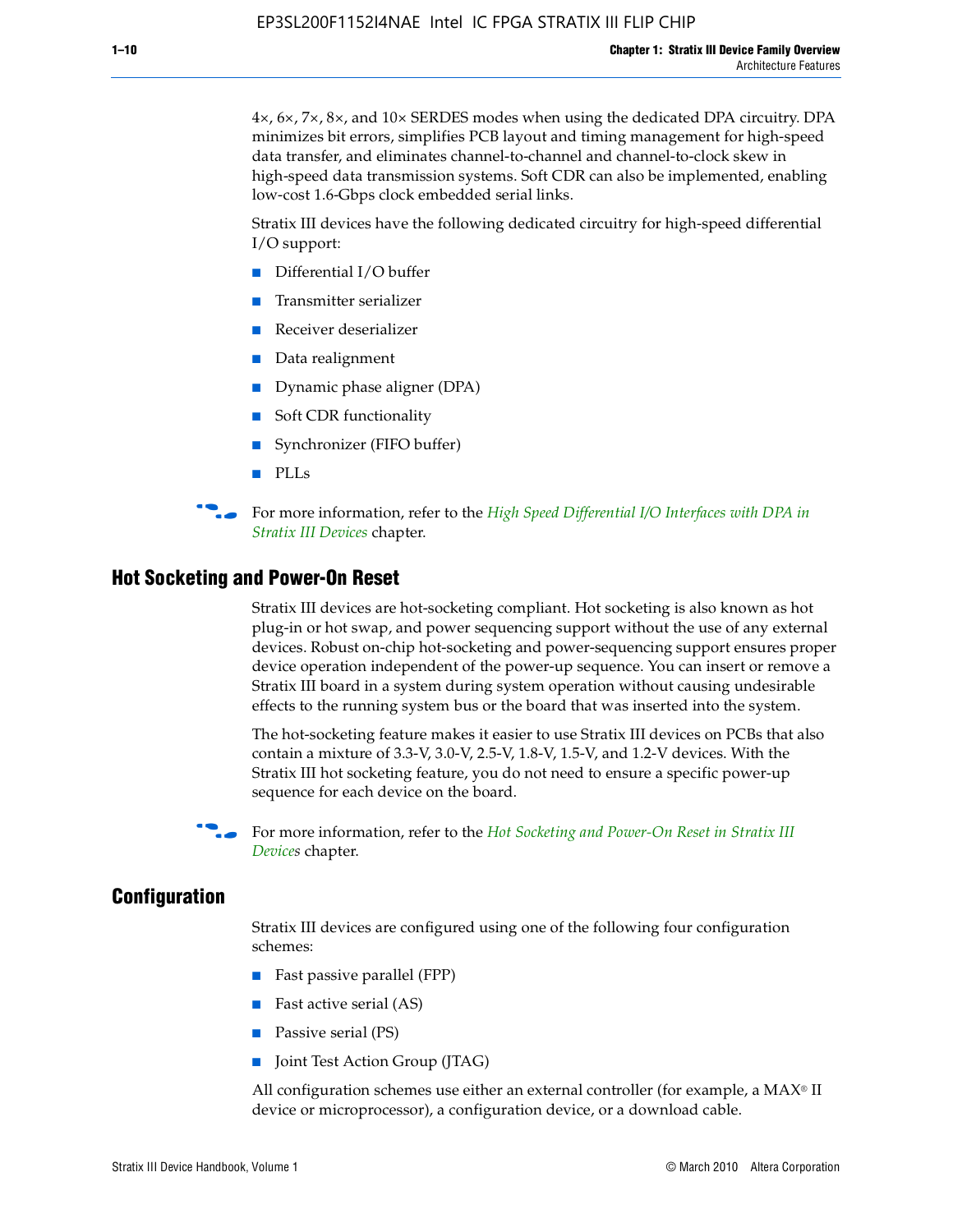4×, 6×, 7×, 8×, and 10× SERDES modes when using the dedicated DPA circuitry. DPA minimizes bit errors, simplifies PCB layout and timing management for high-speed data transfer, and eliminates channel-to-channel and channel-to-clock skew in high-speed data transmission systems. Soft CDR can also be implemented, enabling low-cost 1.6-Gbps clock embedded serial links.

Stratix III devices have the following dedicated circuitry for high-speed differential I/O support:

- Differential I/O buffer
- Transmitter serializer
- Receiver deserializer
- Data realignment
- Dynamic phase aligner (DPA)
- Soft CDR functionality
- Synchronizer (FIFO buffer)
- PLLs

For more information, refer to the *High Speed Differential I/O Interfaces with DPA in Stratix III Devices* chapter.

## Hot Socketing and Power-On Reset

Stratix III devices are hot-socketing compliant. Hot socketing is also known as hot plug-in or hot swap, and power sequencing support without the use of any external devices. Robust on-chip hot-socketing and power-sequencing support ensures proper device operation independent of the power-up sequence. You can insert or remove a Stratix III board in a system during system operation without causing undesirable effects to the running system bus or the board that was inserted into the system.

The hot-socketing feature makes it easier to use Stratix III devices on PCBs that also contain a mixture of 3.3-V, 3.0-V, 2.5-V, 1.8-V, 1.5-V, and 1.2-V devices. With the Stratix III hot socketing feature, you do not need to ensure a specific power-up sequence for each device on the board.

For more information, refer to the *Hot Socketing and Power-On Reset in Stratix III Devices* chapter.

## Configuration

Stratix III devices are configured using one of the following four configuration schemes:

- Fast passive parallel (FPP)
- Fast active serial (AS)
- Passive serial (PS)
- Joint Test Action Group (JTAG)

All configuration schemes use either an external controller (for example, a MAX® II device or microprocessor), a configuration device, or a download cable.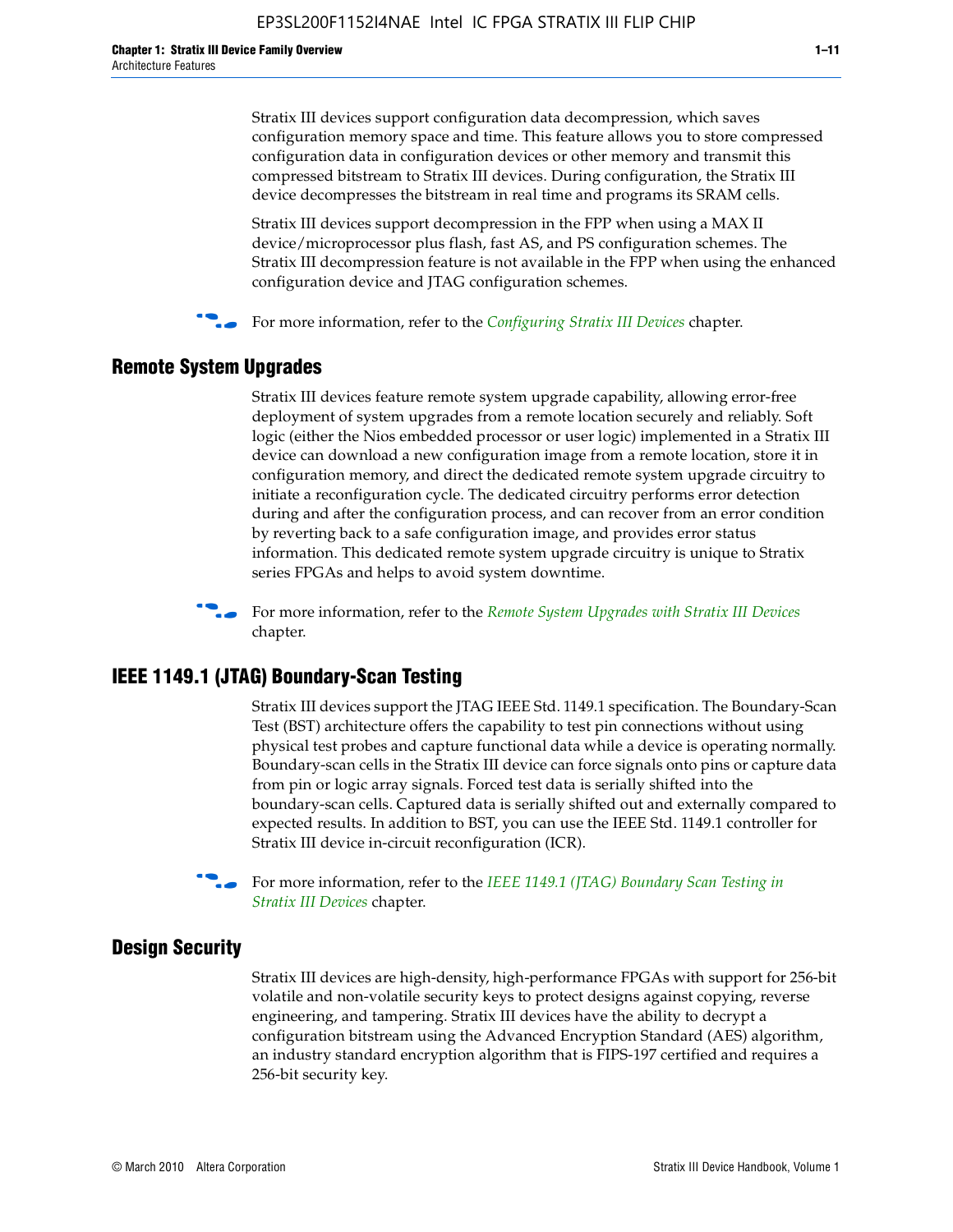Stratix III devices support configuration data decompression, which saves configuration memory space and time. This feature allows you to store compressed configuration data in configuration devices or other memory and transmit this compressed bitstream to Stratix III devices. During configuration, the Stratix III device decompresses the bitstream in real time and programs its SRAM cells.

Stratix III devices support decompression in the FPP when using a MAX II device/microprocessor plus flash, fast AS, and PS configuration schemes. The Stratix III decompression feature is not available in the FPP when using the enhanced configuration device and JTAG configuration schemes.

For more information, refer to the *Configuring Stratix III Devices* chapter.

## Remote System Upgrades

Stratix III devices feature remote system upgrade capability, allowing error-free deployment of system upgrades from a remote location securely and reliably. Soft logic (either the Nios embedded processor or user logic) implemented in a Stratix III device can download a new configuration image from a remote location, store it in configuration memory, and direct the dedicated remote system upgrade circuitry to initiate a reconfiguration cycle. The dedicated circuitry performs error detection during and after the configuration process, and can recover from an error condition by reverting back to a safe configuration image, and provides error status information. This dedicated remote system upgrade circuitry is unique to Stratix series FPGAs and helps to avoid system downtime.

For more information, refer to the *Remote System Upgrades with Stratix III Devices* chapter.

## IEEE 1149.1 (JTAG) Boundary-Scan Testing

Stratix III devices support the JTAG IEEE Std. 1149.1 specification. The Boundary-Scan Test (BST) architecture offers the capability to test pin connections without using physical test probes and capture functional data while a device is operating normally. Boundary-scan cells in the Stratix III device can force signals onto pins or capture data from pin or logic array signals. Forced test data is serially shifted into the boundary-scan cells. Captured data is serially shifted out and externally compared to expected results. In addition to BST, you can use the IEEE Std. 1149.1 controller for Stratix III device in-circuit reconfiguration (ICR).

For more information, refer to the *IEEE 1149.1 (JTAG) Boundary Scan Testing in Stratix III Devices* chapter.

## Design Security

Stratix III devices are high-density, high-performance FPGAs with support for 256-bit volatile and non-volatile security keys to protect designs against copying, reverse engineering, and tampering. Stratix III devices have the ability to decrypt a configuration bitstream using the Advanced Encryption Standard (AES) algorithm, an industry standard encryption algorithm that is FIPS-197 certified and requires a 256-bit security key.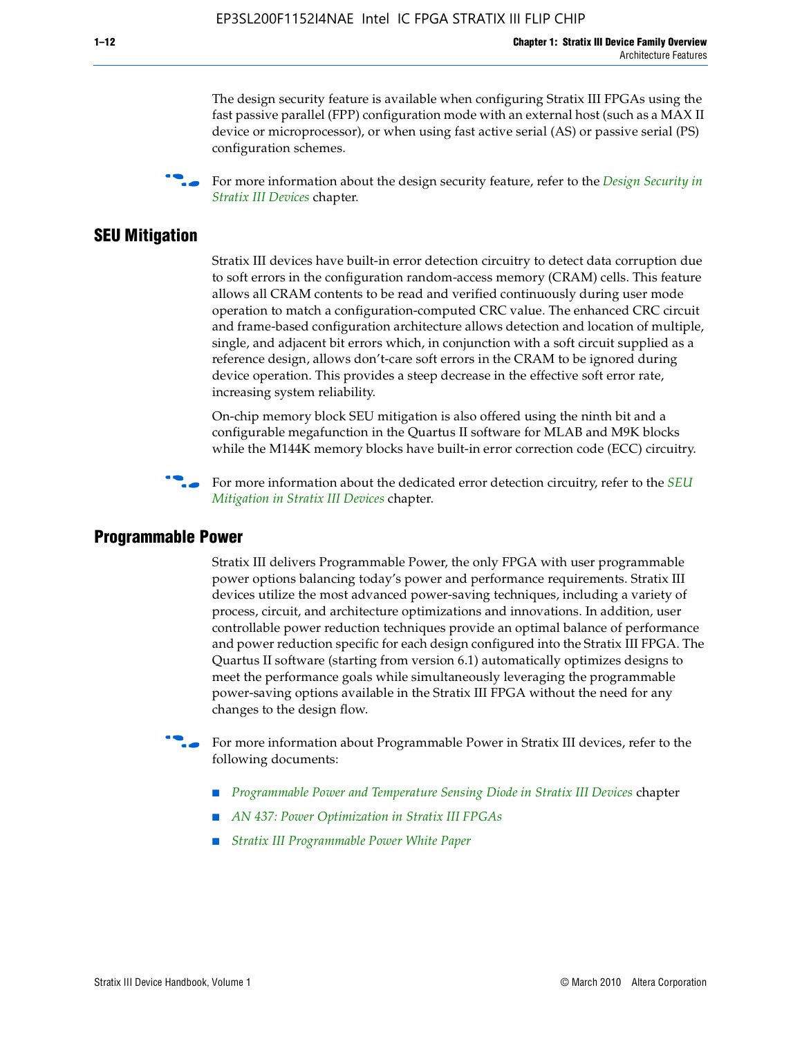The design security feature is available when configuring Stratix III FPGAs using the fast passive parallel (FPP) configuration mode with an external host (such as a MAX II device or microprocessor), or when using fast active serial (AS) or passive serial (PS) configuration schemes.

For more information about the design security feature, refer to the *Design Security in Stratix III Devices* chapter.

## SEU Mitigation

Stratix III devices have built-in error detection circuitry to detect data corruption due to soft errors in the configuration random-access memory (CRAM) cells. This feature allows all CRAM contents to be read and verified continuously during user mode operation to match a configuration-computed CRC value. The enhanced CRC circuit and frame-based configuration architecture allows detection and location of multiple, single, and adjacent bit errors which, in conjunction with a soft circuit supplied as a reference design, allows don't-care soft errors in the CRAM to be ignored during device operation. This provides a steep decrease in the effective soft error rate, increasing system reliability.

On-chip memory block SEU mitigation is also offered using the ninth bit and a configurable megafunction in the Quartus II software for MLAB and M9K blocks while the M144K memory blocks have built-in error correction code (ECC) circuitry.

For more information about the dedicated error detection circuitry, refer to the *SEU Mitigation in Stratix III Devices* chapter.

## Programmable Power

Stratix III delivers Programmable Power, the only FPGA with user programmable power options balancing today's power and performance requirements. Stratix III devices utilize the most advanced power-saving techniques, including a variety of process, circuit, and architecture optimizations and innovations. In addition, user controllable power reduction techniques provide an optimal balance of performance and power reduction specific for each design configured into the Stratix III FPGA. The Quartus II software (starting from version 6.1) automatically optimizes designs to meet the performance goals while simultaneously leveraging the programmable power-saving options available in the Stratix III FPGA without the need for any changes to the design flow.

For more information about Programmable Power in Stratix III devices, refer to the following documents:

- *Programmable Power and Temperature Sensing Diode in Stratix III Devices* chapter
- *AN 437: Power Optimization in Stratix III FPGAs*
- *Stratix III Programmable Power White Paper*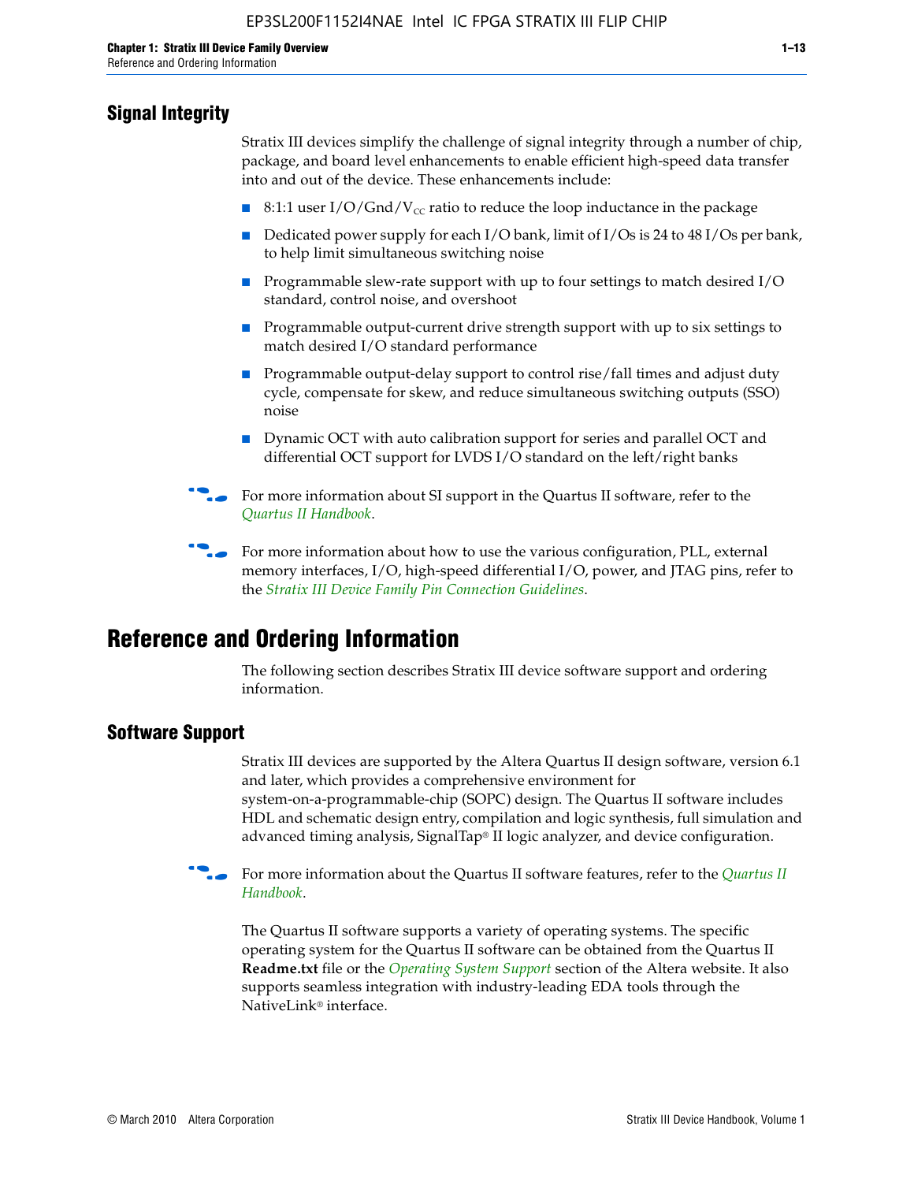## Signal Integrity

Stratix III devices simplify the challenge of signal integrity through a number of chip, package, and board level enhancements to enable efficient high-speed data transfer into and out of the device. These enhancements include:

- 8:1:1 user I/O/Gnd/$V_{CC}$ ratio to reduce the loop inductance in the package
- Dedicated power supply for each I/O bank, limit of I/Os is 24 to 48 I/Os per bank, to help limit simultaneous switching noise
- Programmable slew-rate support with up to four settings to match desired I/O standard, control noise, and overshoot
- Programmable output-current drive strength support with up to six settings to match desired I/O standard performance
- Programmable output-delay support to control rise/fall times and adjust duty cycle, compensate for skew, and reduce simultaneous switching outputs (SSO) noise
- Dynamic OCT with auto calibration support for series and parallel OCT and differential OCT support for LVDS I/O standard on the left/right banks

For more information about SI support in the Quartus II software, refer to the *Quartus II Handbook*.

For more information about how to use the various configuration, PLL, external memory interfaces, I/O, high-speed differential I/O, power, and JTAG pins, refer to the *Stratix III Device Family Pin Connection Guidelines*.

# Reference and Ordering Information

The following section describes Stratix III device software support and ordering information.

## Software Support

Stratix III devices are supported by the Altera Quartus II design software, version 6.1 and later, which provides a comprehensive environment for system-on-a-programmable-chip (SOPC) design. The Quartus II software includes HDL and schematic design entry, compilation and logic synthesis, full simulation and advanced timing analysis, SignalTap® II logic analyzer, and device configuration.

For more information about the Quartus II software features, refer to the *Quartus II Handbook*.

The Quartus II software supports a variety of operating systems. The specific operating system for the Quartus II software can be obtained from the Quartus II **Readme.txt** file or the *Operating System Support* section of the Altera website. It also supports seamless integration with industry-leading EDA tools through the NativeLink® interface.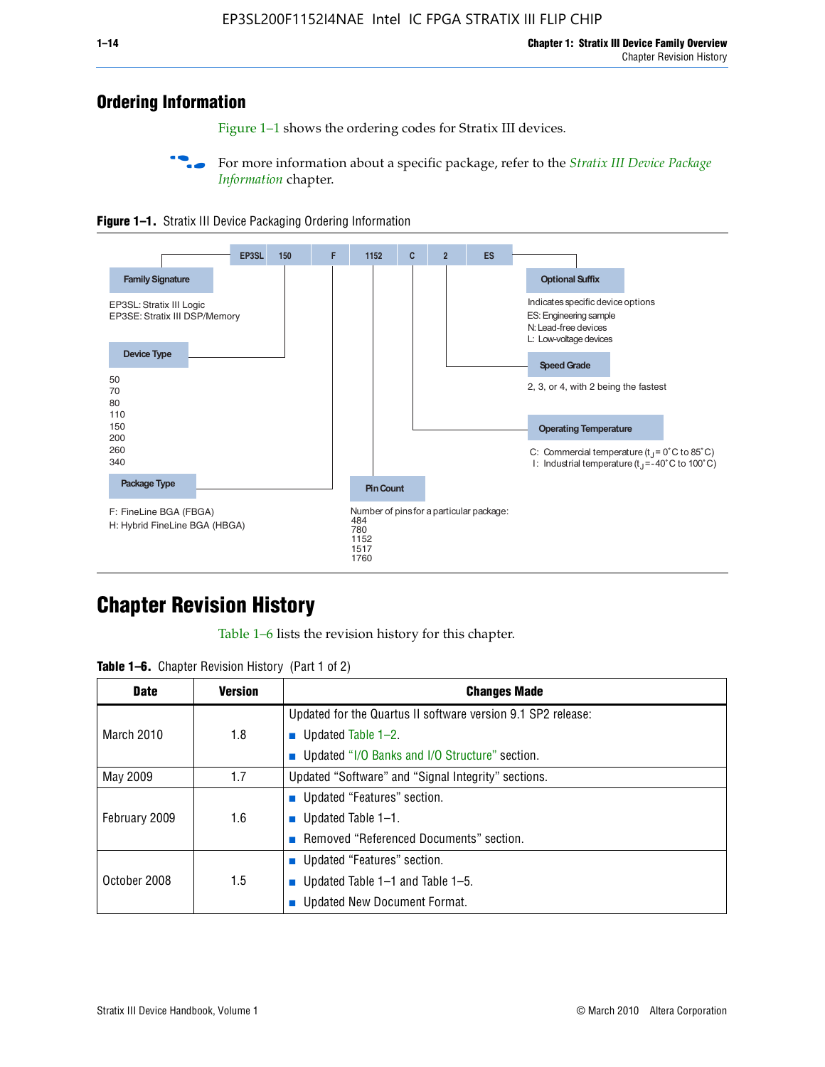## Ordering Information

Figure 1–1 shows the ordering codes for Stratix III devices.

For more information about a specific package, refer to the *Stratix III Device Package Information* chapter.

**Figure 1–1.** Stratix III Device Packaging Ordering Information

EP3SL | 150 | F | 1152 | C | 2 | ES

**Family Signature**

EP3SL: Stratix III Logic
EP3SE: Stratix III DSP/Memory

**Device Type**

50
70
80
110
150
200
260
340

**Package Type**

F: FineLine BGA (FBGA)
H: Hybrid FineLine BGA (HBGA)

**Pin Count**

Number of pins for a particular package:
484
780
1152
1517
1760

**Operating Temperature**

C: Commercial temperature ($t_J$ = 0°C to 85°C)
I: Industrial temperature ($t_J$ = -40°C to 100°C)

**Speed Grade**

2, 3, or 4, with 2 being the fastest

**Optional Suffix**

Indicates specific device options
ES: Engineering sample
N: Lead-free devices
L: Low-voltage devices

## Chapter Revision History

Table 1–6 lists the revision history for this chapter.

**Table 1–6.** Chapter Revision History (Part 1 of 2)

| Date | Version | Changes Made |
|---|---|---|
| March 2010 | 1.8 | Updated for the Quartus II software version 9.1 SP2 release:<br>■ Updated Table 1–2.<br>■ Updated "I/O Banks and I/O Structure" section. |
| May 2009 | 1.7 | Updated "Software" and "Signal Integrity" sections. |
| February 2009 | 1.6 | ■ Updated "Features" section.<br>■ Updated Table 1–1.<br>■ Removed "Referenced Documents" section. |
| October 2008 | 1.5 | ■ Updated "Features" section.<br>■ Updated Table 1–1 and Table 1–5.<br>■ Updated New Document Format. |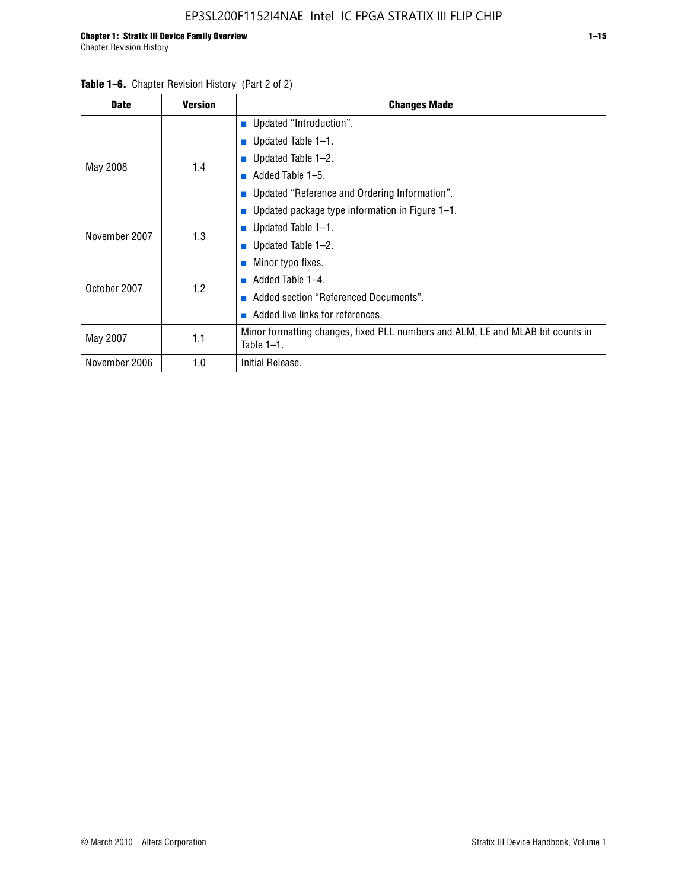**Table 1–6.** Chapter Revision History (Part 2 of 2)

| Date | Version | Changes Made |
|---|---|---|
| May 2008 | 1.4 | ■ Updated "Introduction".<br>■ Updated Table 1–1.<br>■ Updated Table 1–2.<br>■ Added Table 1–5.<br>■ Updated "Reference and Ordering Information".<br>■ Updated package type information in Figure 1–1. |
| November 2007 | 1.3 | ■ Updated Table 1–1.<br>■ Updated Table 1–2. |
| October 2007 | 1.2 | ■ Minor typo fixes.<br>■ Added Table 1–4.<br>■ Added section "Referenced Documents".<br>■ Added live links for references. |
| May 2007 | 1.1 | Minor formatting changes, fixed PLL numbers and ALM, LE and MLAB bit counts in Table 1–1. |
| November 2006 | 1.0 | Initial Release. |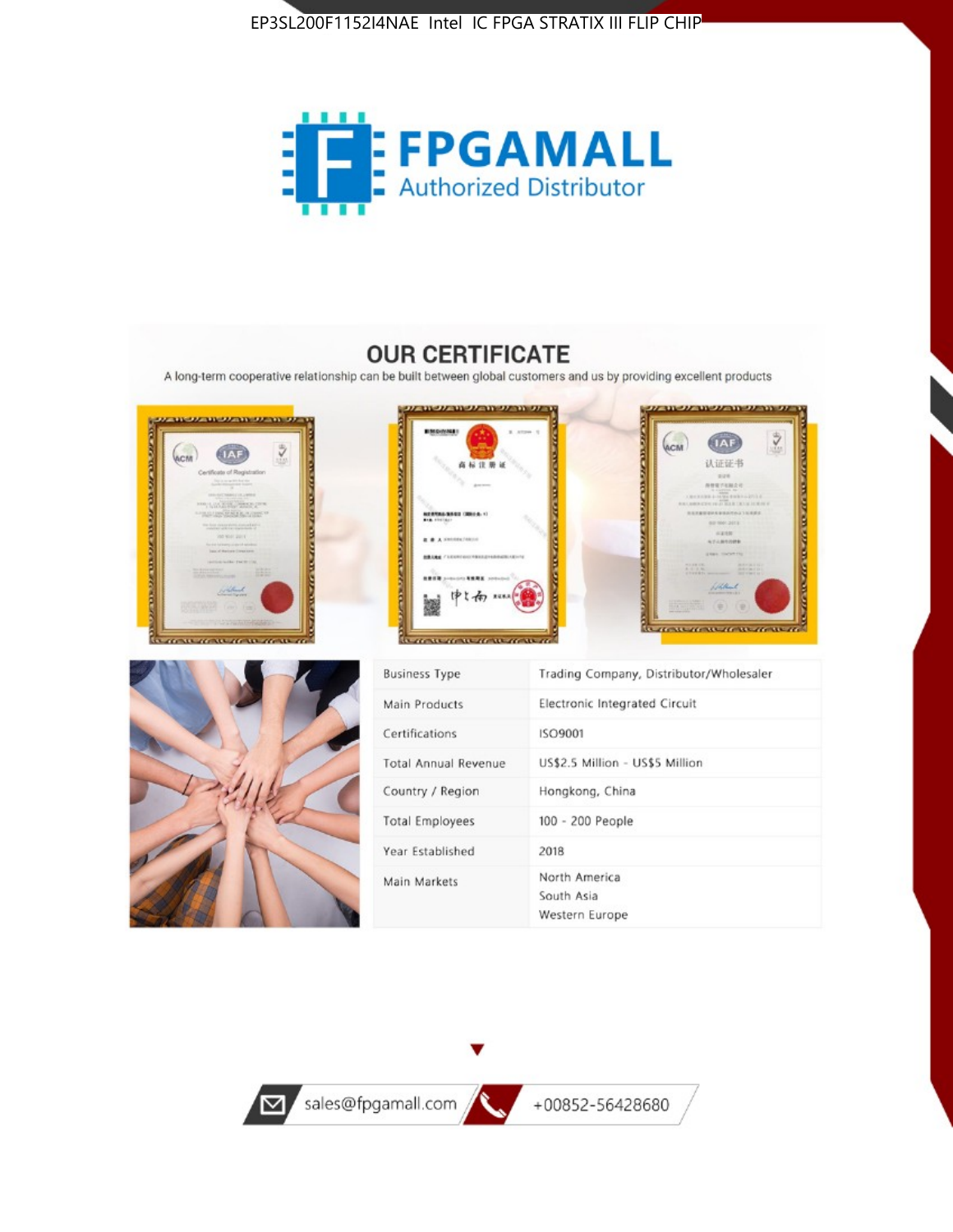FPGAMALL
Authorized Distributor

## OUR CERTIFICATE

A long-term cooperative relationship can be built between global customers and us by providing excellent products

| | |
|---|---|
| Business Type | Trading Company, Distributor/Wholesaler |
| Main Products | Electronic Integrated Circuit |
| Certifications | ISO9001 |
| Total Annual Revenue | US$2.5 Million - US$5 Million |
| Country / Region | Hongkong, China |
| Total Employees | 100 - 200 People |
| Year Established | 2018 |
| Main Markets | North America<br>South Asia<br>Western Europe |

sales@fpgamall.com

+00852-56428680